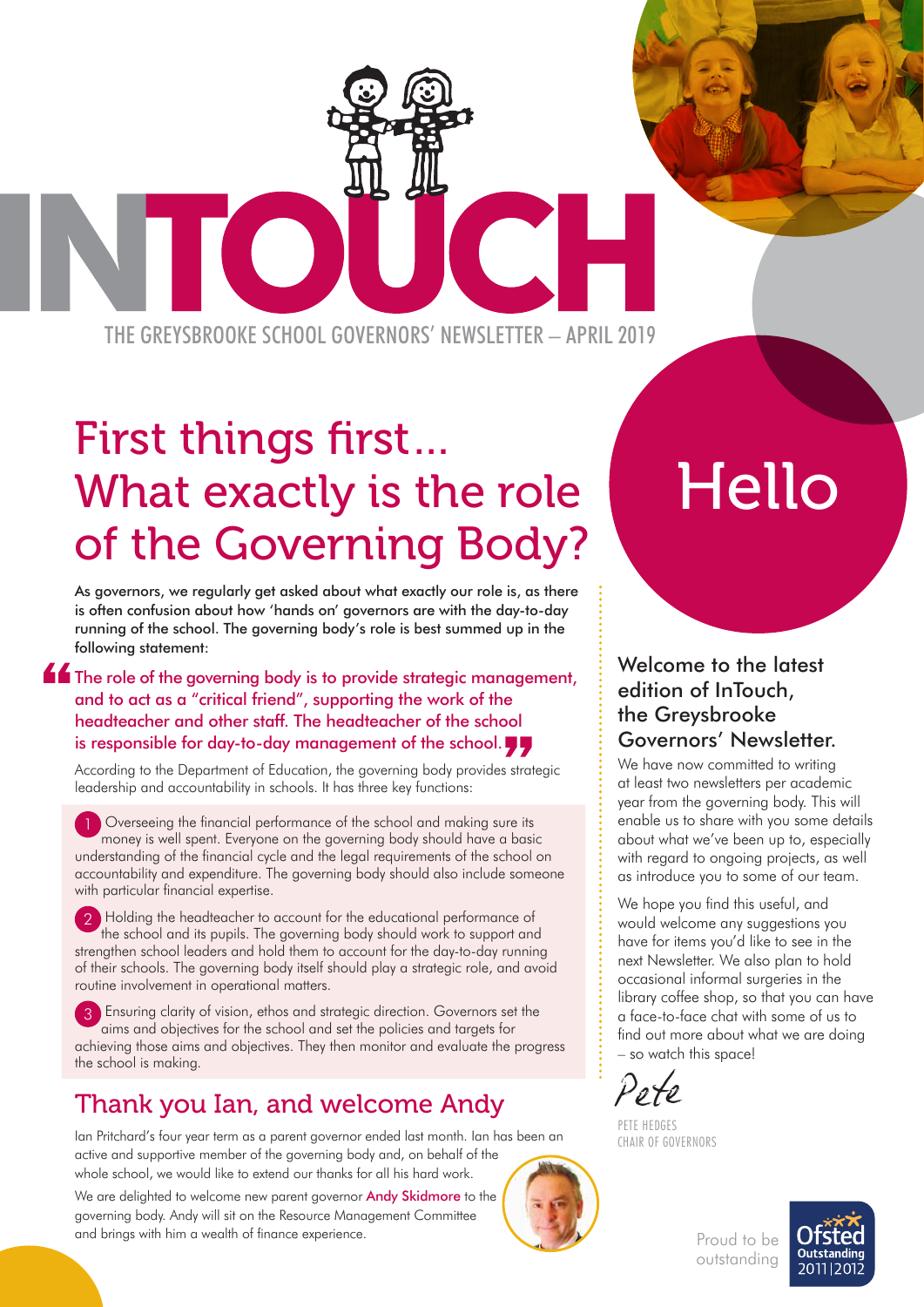# INTOUCH

THE GREYSBROOKE SCHOOL GOVERNORS' NEWSLETTER – APRIL 2019

## First things first... What exactly is the role of the Governing Body?

**As governors, we regularly get asked about what exactly our role is, as there is often confusion about how 'hands on' governors are with the day-to-day running of the school. The governing body's role is best summed up in the following statement:**

> The role of the governing body is to provide strategic management, and to act as a "critical friend", supporting the work of the headteacher and other staff. The headteacher of the school is responsible for day-to-day management of the school.

According to the Department of Education, the governing body provides strategic leadership and accountability in schools. It has three key functions:

1. Overseeing the financial performance of the school and making sure its money is well spent. Everyone on the governing body should have a basic understanding of the financial cycle and the legal requirements of the school on accountability and expenditure. The governing body should also include someone with particular financial expertise.
2. Holding the headteacher to account for the educational performance of the school and its pupils. The governing body should work to support and strengthen school leaders and hold them to account for the day-to-day running of their schools. The governing body itself should play a strategic role, and avoid routine involvement in operational matters.
3. Ensuring clarity of vision, ethos and strategic direction. Governors set the aims and objectives for the school and set the policies and targets for achieving those aims and objectives. They then monitor and evaluate the progress the school is making.

## Thank you Ian, and welcome Andy

Ian Pritchard's four year term as a parent governor ended last month. Ian has been an active and supportive member of the governing body and, on behalf of the whole school, we would like to extend our thanks for all his hard work.

We are delighted to welcome new parent governor **Andy Skidmore** to the governing body. Andy will sit on the Resource Management Committee and brings with him a wealth of finance experience.

## Hello

### Welcome to the latest edition of InTouch, the Greysbrooke Governors' Newsletter.

We have now committed to writing at least two newsletters per academic year from the governing body. This will enable us to share with you some details about what we've been up to, especially with regard to ongoing projects, as well as introduce you to some of our team.

We hope you find this useful, and would welcome any suggestions you have for items you'd like to see in the next Newsletter. We also plan to hold occasional informal surgeries in the library coffee shop, so that you can have a face-to-face chat with some of us to find out more about what we are doing – so watch this space!

*Pete*

PETE HEDGES
CHAIR OF GOVERNORS

Proud to be outstanding

Ofsted Outstanding 2011|2012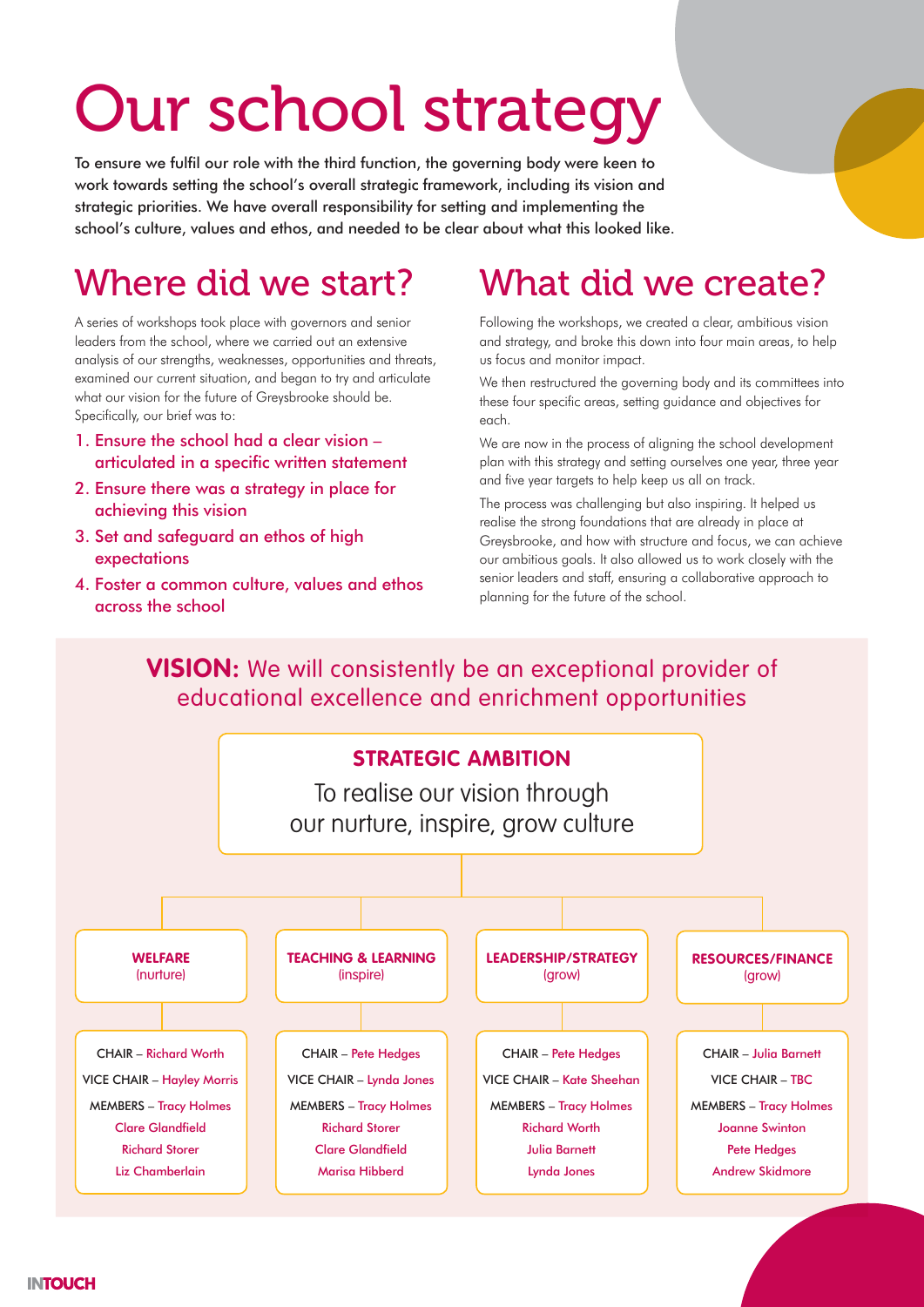# Our school strategy

To ensure we fulfil our role with the third function, the governing body were keen to work towards setting the school's overall strategic framework, including its vision and strategic priorities. We have overall responsibility for setting and implementing the school's culture, values and ethos, and needed to be clear about what this looked like.

## Where did we start?

A series of workshops took place with governors and senior leaders from the school, where we carried out an extensive analysis of our strengths, weaknesses, opportunities and threats, examined our current situation, and began to try and articulate what our vision for the future of Greysbrooke should be. Specifically, our brief was to:

1. Ensure the school had a clear vision – articulated in a specific written statement
2. Ensure there was a strategy in place for achieving this vision
3. Set and safeguard an ethos of high expectations
4. Foster a common culture, values and ethos across the school

## What did we create?

Following the workshops, we created a clear, ambitious vision and strategy, and broke this down into four main areas, to help us focus and monitor impact.

We then restructured the governing body and its committees into these four specific areas, setting guidance and objectives for each.

We are now in the process of aligning the school development plan with this strategy and setting ourselves one year, three year and five year targets to help keep us all on track.

The process was challenging but also inspiring. It helped us realise the strong foundations that are already in place at Greysbrooke, and how with structure and focus, we can achieve our ambitious goals. It also allowed us to work closely with the senior leaders and staff, ensuring a collaborative approach to planning for the future of the school.

**VISION:** We will consistently be an exceptional provider of educational excellence and enrichment opportunities

**STRATEGIC AMBITION**

To realise our vision through our nurture, inspire, grow culture

| **WELFARE** (nurture) | **TEACHING & LEARNING** (inspire) | **LEADERSHIP/STRATEGY** (grow) | **RESOURCES/FINANCE** (grow) |
|---|---|---|---|
| CHAIR – Richard Worth | CHAIR – Pete Hedges | CHAIR – Pete Hedges | CHAIR – Julia Barnett |
| VICE CHAIR – Hayley Morris | VICE CHAIR – Lynda Jones | VICE CHAIR – Kate Sheehan | VICE CHAIR – TBC |
| MEMBERS – Tracy Holmes | MEMBERS – Tracy Holmes | MEMBERS – Tracy Holmes | MEMBERS – Tracy Holmes |
| Clare Glandfield | Richard Storer | Richard Worth | Joanne Swinton |
| Richard Storer | Clare Glandfield | Julia Barnett | Pete Hedges |
| Liz Chamberlain | Marisa Hibberd | Lynda Jones | Andrew Skidmore |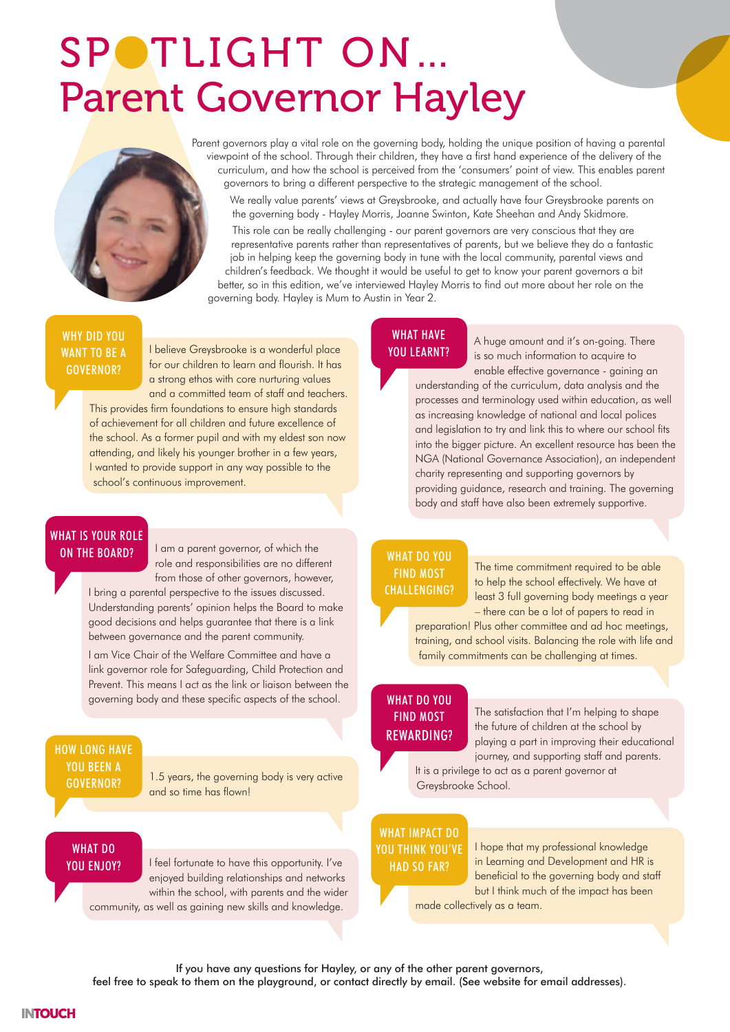# SPOTLIGHT ON… Parent Governor Hayley

Parent governors play a vital role on the governing body, holding the unique position of having a parental viewpoint of the school. Through their children, they have a first hand experience of the delivery of the curriculum, and how the school is perceived from the 'consumers' point of view. This enables parent governors to bring a different perspective to the strategic management of the school.

We really value parents' views at Greysbrooke, and actually have four Greysbrooke parents on the governing body - Hayley Morris, Joanne Swinton, Kate Sheehan and Andy Skidmore.

This role can be really challenging - our parent governors are very conscious that they are representative parents rather than representatives of parents, but we believe they do a fantastic job in helping keep the governing body in tune with the local community, parental views and children's feedback. We thought it would be useful to get to know your parent governors a bit better, so in this edition, we've interviewed Hayley Morris to find out more about her role on the governing body. Hayley is Mum to Austin in Year 2.

## WHY DID YOU WANT TO BE A GOVERNOR?

I believe Greysbrooke is a wonderful place for our children to learn and flourish. It has a strong ethos with core nurturing values and a committed team of staff and teachers. This provides firm foundations to ensure high standards of achievement for all children and future excellence of the school. As a former pupil and with my eldest son now attending, and likely his younger brother in a few years, I wanted to provide support in any way possible to the school's continuous improvement.

## WHAT IS YOUR ROLE ON THE BOARD?

I am a parent governor, of which the role and responsibilities are no different from those of other governors, however, I bring a parental perspective to the issues discussed. Understanding parents' opinion helps the Board to make good decisions and helps guarantee that there is a link between governance and the parent community.

I am Vice Chair of the Welfare Committee and have a link governor role for Safeguarding, Child Protection and Prevent. This means I act as the link or liaison between the governing body and these specific aspects of the school.

## HOW LONG HAVE YOU BEEN A GOVERNOR?

1.5 years, the governing body is very active and so time has flown!

## WHAT DO YOU ENJOY?

I feel fortunate to have this opportunity. I've enjoyed building relationships and networks within the school, with parents and the wider community, as well as gaining new skills and knowledge.

## WHAT HAVE YOU LEARNT?

A huge amount and it's on-going. There is so much information to acquire to enable effective governance - gaining an understanding of the curriculum, data analysis and the processes and terminology used within education, as well as increasing knowledge of national and local polices and legislation to try and link this to where our school fits into the bigger picture. An excellent resource has been the NGA (National Governance Association), an independent charity representing and supporting governors by providing guidance, research and training. The governing body and staff have also been extremely supportive.

## WHAT DO YOU FIND MOST CHALLENGING?

The time commitment required to be able to help the school effectively. We have at least 3 full governing body meetings a year – there can be a lot of papers to read in preparation! Plus other committee and ad hoc meetings, training, and school visits. Balancing the role with life and family commitments can be challenging at times.

## WHAT DO YOU FIND MOST REWARDING?

The satisfaction that I'm helping to shape the future of children at the school by playing a part in improving their educational journey, and supporting staff and parents. It is a privilege to act as a parent governor at Greysbrooke School.

## WHAT IMPACT DO YOU THINK YOU'VE HAD SO FAR?

I hope that my professional knowledge in Learning and Development and HR is beneficial to the governing body and staff but I think much of the impact has been made collectively as a team.

If you have any questions for Hayley, or any of the other parent governors, feel free to speak to them on the playground, or contact directly by email. (See website for email addresses).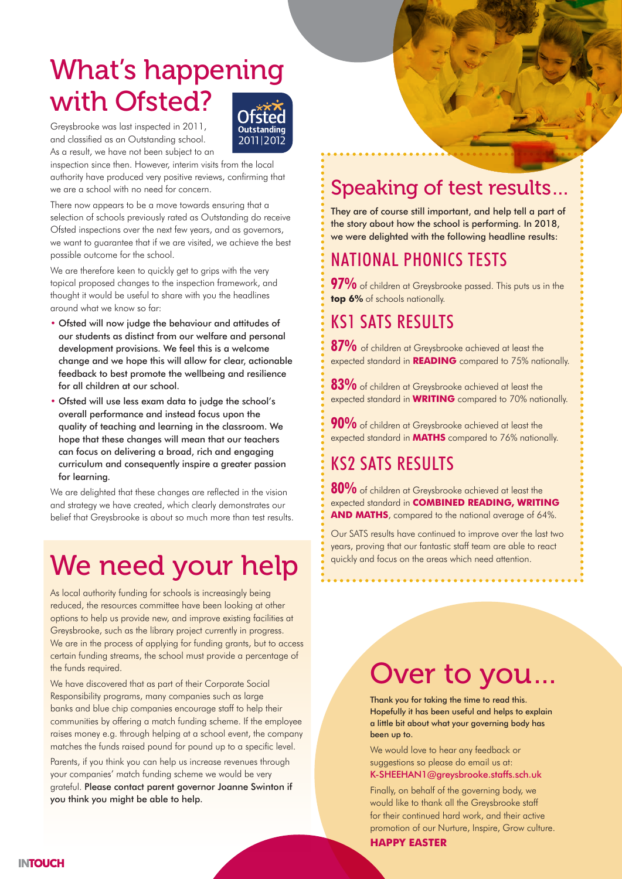# What's happening with Ofsted?

Ofsted Outstanding 2011|2012

Greysbrooke was last inspected in 2011, and classified as an Outstanding school. As a result, we have not been subject to an inspection since then. However, interim visits from the local authority have produced very positive reviews, confirming that we are a school with no need for concern.

There now appears to be a move towards ensuring that a selection of schools previously rated as Outstanding do receive Ofsted inspections over the next few years, and as governors, we want to guarantee that if we are visited, we achieve the best possible outcome for the school.

We are therefore keen to quickly get to grips with the very topical proposed changes to the inspection framework, and thought it would be useful to share with you the headlines around what we know so far:

- Ofsted will now judge the behaviour and attitudes of our students as distinct from our welfare and personal development provisions. We feel this is a welcome change and we hope this will allow for clear, actionable feedback to best promote the wellbeing and resilience for all children at our school.
- Ofsted will use less exam data to judge the school's overall performance and instead focus upon the quality of teaching and learning in the classroom. We hope that these changes will mean that our teachers can focus on delivering a broad, rich and engaging curriculum and consequently inspire a greater passion for learning.

We are delighted that these changes are reflected in the vision and strategy we have created, which clearly demonstrates our belief that Greysbrooke is about so much more than test results.

# We need your help

As local authority funding for schools is increasingly being reduced, the resources committee have been looking at other options to help us provide new, and improve existing facilities at Greysbrooke, such as the library project currently in progress. We are in the process of applying for funding grants, but to access certain funding streams, the school must provide a percentage of the funds required.

We have discovered that as part of their Corporate Social Responsibility programs, many companies such as large banks and blue chip companies encourage staff to help their communities by offering a match funding scheme. If the employee raises money e.g. through helping at a school event, the company matches the funds raised pound for pound up to a specific level.

Parents, if you think you can help us increase revenues through your companies' match funding scheme we would be very grateful. Please contact parent governor Joanne Swinton if you think you might be able to help.

# Speaking of test results...

They are of course still important, and help tell a part of the story about how the school is performing. In 2018, we were delighted with the following headline results:

## NATIONAL PHONICS TESTS

**97%** of children at Greysbrooke passed. This puts us in the **top 6%** of schools nationally.

## KS1 SATS RESULTS

**87%** of children at Greysbrooke achieved at least the expected standard in **READING** compared to 75% nationally.

**83%** of children at Greysbrooke achieved at least the expected standard in **WRITING** compared to 70% nationally.

**90%** of children at Greysbrooke achieved at least the expected standard in **MATHS** compared to 76% nationally.

## KS2 SATS RESULTS

**80%** of children at Greysbrooke achieved at least the expected standard in **COMBINED READING, WRITING AND MATHS**, compared to the national average of 64%.

Our SATS results have continued to improve over the last two years, proving that our fantastic staff team are able to react quickly and focus on the areas which need attention.

# Over to you...

Thank you for taking the time to read this. Hopefully it has been useful and helps to explain a little bit about what your governing body has been up to.

We would love to hear any feedback or suggestions so please do email us at: K-SHEEHAN1@greysbrooke.staffs.sch.uk

Finally, on behalf of the governing body, we would like to thank all the Greysbrooke staff for their continued hard work, and their active promotion of our Nurture, Inspire, Grow culture.

**HAPPY EASTER**